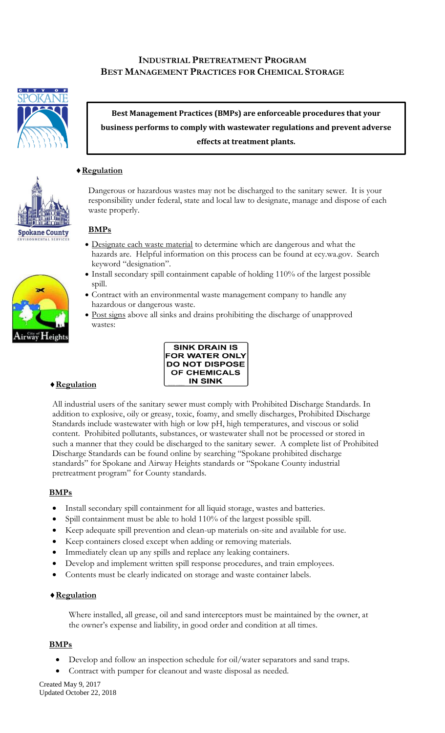# INDUSTRIAL PRETREATMENT PROGRAM
# BEST MANAGEMENT PRACTICES FOR CHEMICAL STORAGE

**Best Management Practices (BMPs) are enforceable procedures that your business performs to comply with wastewater regulations and prevent adverse effects at treatment plants.**

## ♦ Regulation

Dangerous or hazardous wastes may not be discharged to the sanitary sewer. It is your responsibility under federal, state and local law to designate, manage and dispose of each waste properly.

### BMPs

- Designate each waste material to determine which are dangerous and what the hazards are. Helpful information on this process can be found at ecy.wa.gov. Search keyword "designation".
- Install secondary spill containment capable of holding 110% of the largest possible spill.
- Contract with an environmental waste management company to handle any hazardous or dangerous waste.
- Post signs above all sinks and drains prohibiting the discharge of unapproved wastes:

**SINK DRAIN IS FOR WATER ONLY DO NOT DISPOSE OF CHEMICALS IN SINK**

## ♦ Regulation

All industrial users of the sanitary sewer must comply with Prohibited Discharge Standards. In addition to explosive, oily or greasy, toxic, foamy, and smelly discharges, Prohibited Discharge Standards include wastewater with high or low pH, high temperatures, and viscous or solid content. Prohibited pollutants, substances, or wastewater shall not be processed or stored in such a manner that they could be discharged to the sanitary sewer. A complete list of Prohibited Discharge Standards can be found online by searching "Spokane prohibited discharge standards" for Spokane and Airway Heights standards or "Spokane County industrial pretreatment program" for County standards.

### BMPs

- Install secondary spill containment for all liquid storage, wastes and batteries.
- Spill containment must be able to hold 110% of the largest possible spill.
- Keep adequate spill prevention and clean-up materials on-site and available for use.
- Keep containers closed except when adding or removing materials.
- Immediately clean up any spills and replace any leaking containers.
- Develop and implement written spill response procedures, and train employees.
- Contents must be clearly indicated on storage and waste container labels.

## ♦ Regulation

Where installed, all grease, oil and sand interceptors must be maintained by the owner, at the owner's expense and liability, in good order and condition at all times.

### BMPs

- Develop and follow an inspection schedule for oil/water separators and sand traps.
- Contract with pumper for cleanout and waste disposal as needed.

Created May 9, 2017
Updated October 22, 2018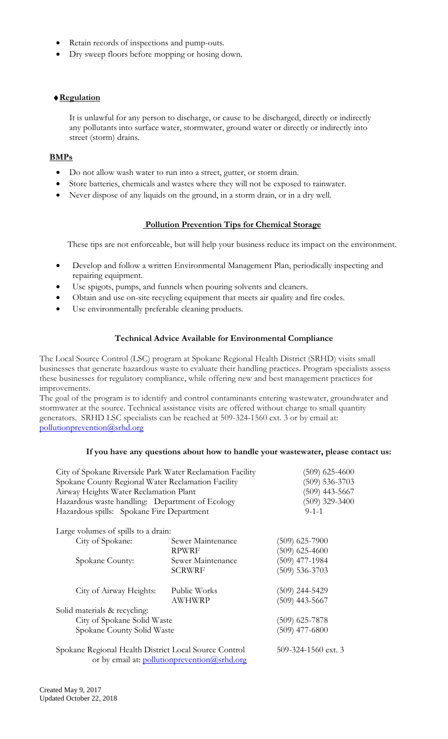- Retain records of inspections and pump-outs.
- Dry sweep floors before mopping or hosing down.

### ♦**Regulation**

It is unlawful for any person to discharge, or cause to be discharged, directly or indirectly any pollutants into surface water, stormwater, ground water or directly or indirectly into street (storm) drains.

### **BMPs**

- Do not allow wash water to run into a street, gutter, or storm drain.
- Store batteries, chemicals and wastes where they will not be exposed to rainwater.
- Never dispose of any liquids on the ground, in a storm drain, or in a dry well.

### **Pollution Prevention Tips for Chemical Storage**

These tips are not enforceable, but will help your business reduce its impact on the environment.

- Develop and follow a written Environmental Management Plan, periodically inspecting and repairing equipment.
- Use spigots, pumps, and funnels when pouring solvents and cleaners.
- Obtain and use on-site recycling equipment that meets air quality and fire codes.
- Use environmentally preferable cleaning products.

### **Technical Advice Available for Environmental Compliance**

The Local Source Control (LSC) program at Spokane Regional Health District (SRHD) visits small businesses that generate hazardous waste to evaluate their handling practices. Program specialists assess these businesses for regulatory compliance, while offering new and best management practices for improvements.

The goal of the program is to identify and control contaminants entering wastewater, groundwater and stormwater at the source. Technical assistance visits are offered without charge to small quantity generators. SRHD LSC specialists can be reached at 509-324-1560 ext. 3 or by email at: pollutionprevention@srhd.org

**If you have any questions about how to handle your wastewater, please contact us:**

| | | |
|---|---|---|
| City of Spokane Riverside Park Water Reclamation Facility | | (509) 625-4600 |
| Spokane County Regional Water Reclamation Facility | | (509) 536-3703 |
| Airway Heights Water Reclamation Plant | | (509) 443-5667 |
| Hazardous waste handling: Department of Ecology | | (509) 329-3400 |
| Hazardous spills: Spokane Fire Department | | 9-1-1 |
| Large volumes of spills to a drain: | | |
| City of Spokane: | Sewer Maintenance | (509) 625-7900 |
| | RPWRF | (509) 625-4600 |
| Spokane County: | Sewer Maintenance | (509) 477-1984 |
| | SCRWRF | (509) 536-3703 |
| City of Airway Heights: | Public Works | (509) 244-5429 |
| | AWHWRP | (509) 443-5667 |
| Solid materials & recycling: | | |
| City of Spokane Solid Waste | | (509) 625-7878 |
| Spokane County Solid Waste | | (509) 477-6800 |
| Spokane Regional Health District Local Source Control or by email at: pollutionprevention@srhd.org | | 509-324-1560 ext. 3 |

Created May 9, 2017
Updated October 22, 2018